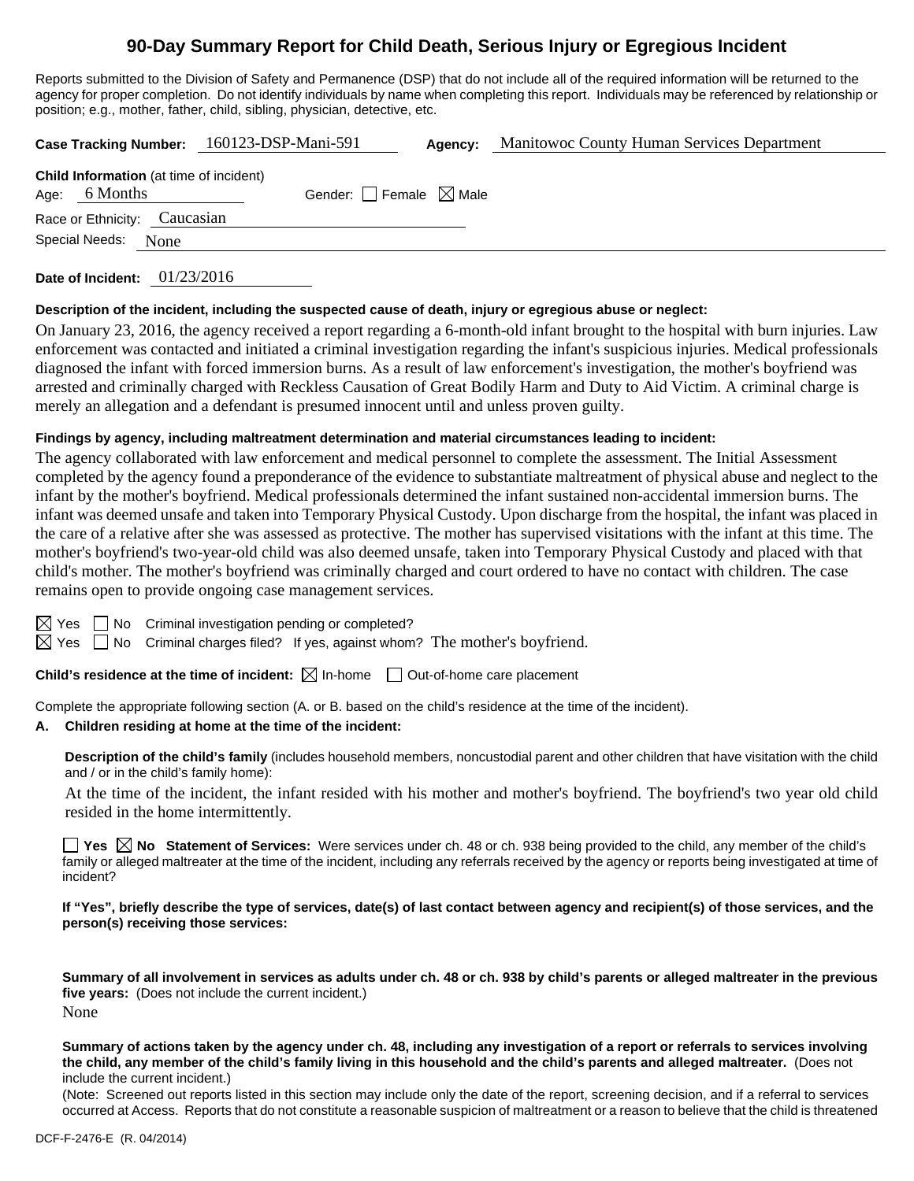# 90-Day Summary Report for Child Death, Serious Injury or Egregious Incident

Reports submitted to the Division of Safety and Permanence (DSP) that do not include all of the required information will be returned to the agency for proper completion. Do not identify individuals by name when completing this report. Individuals may be referenced by relationship or position; e.g., mother, father, child, sibling, physician, detective, etc.

**Case Tracking Number:** 160123-DSP-Mani-591 **Agency:** Manitowoc County Human Services Department

**Child Information** (at time of incident)
Age: 6 Months Gender: ☐ Female ☒ Male
Race or Ethnicity: Caucasian
Special Needs: None

**Date of Incident:** 01/23/2016

**Description of the incident, including the suspected cause of death, injury or egregious abuse or neglect:**

On January 23, 2016, the agency received a report regarding a 6-month-old infant brought to the hospital with burn injuries. Law enforcement was contacted and initiated a criminal investigation regarding the infant's suspicious injuries. Medical professionals diagnosed the infant with forced immersion burns. As a result of law enforcement's investigation, the mother's boyfriend was arrested and criminally charged with Reckless Causation of Great Bodily Harm and Duty to Aid Victim. A criminal charge is merely an allegation and a defendant is presumed innocent until and unless proven guilty.

**Findings by agency, including maltreatment determination and material circumstances leading to incident:**

The agency collaborated with law enforcement and medical personnel to complete the assessment. The Initial Assessment completed by the agency found a preponderance of the evidence to substantiate maltreatment of physical abuse and neglect to the infant by the mother's boyfriend. Medical professionals determined the infant sustained non-accidental immersion burns. The infant was deemed unsafe and taken into Temporary Physical Custody. Upon discharge from the hospital, the infant was placed in the care of a relative after she was assessed as protective. The mother has supervised visitations with the infant at this time. The mother's boyfriend's two-year-old child was also deemed unsafe, taken into Temporary Physical Custody and placed with that child's mother. The mother's boyfriend was criminally charged and court ordered to have no contact with children. The case remains open to provide ongoing case management services.

☒ Yes ☐ No Criminal investigation pending or completed?
☒ Yes ☐ No Criminal charges filed? If yes, against whom? The mother's boyfriend.

**Child's residence at the time of incident:** ☒ In-home ☐ Out-of-home care placement

Complete the appropriate following section (A. or B. based on the child's residence at the time of the incident).

**A. Children residing at home at the time of the incident:**

**Description of the child's family** (includes household members, noncustodial parent and other children that have visitation with the child and / or in the child's family home):

At the time of the incident, the infant resided with his mother and mother's boyfriend. The boyfriend's two year old child resided in the home intermittently.

☐ **Yes** ☒ **No Statement of Services:** Were services under ch. 48 or ch. 938 being provided to the child, any member of the child's family or alleged maltreater at the time of the incident, including any referrals received by the agency or reports being investigated at time of incident?

**If "Yes", briefly describe the type of services, date(s) of last contact between agency and recipient(s) of those services, and the person(s) receiving those services:**

**Summary of all involvement in services as adults under ch. 48 or ch. 938 by child's parents or alleged maltreater in the previous five years:** (Does not include the current incident.)
None

**Summary of actions taken by the agency under ch. 48, including any investigation of a report or referrals to services involving the child, any member of the child's family living in this household and the child's parents and alleged maltreater.** (Does not include the current incident.)
(Note: Screened out reports listed in this section may include only the date of the report, screening decision, and if a referral to services occurred at Access. Reports that do not constitute a reasonable suspicion of maltreatment or a reason to believe that the child is threatened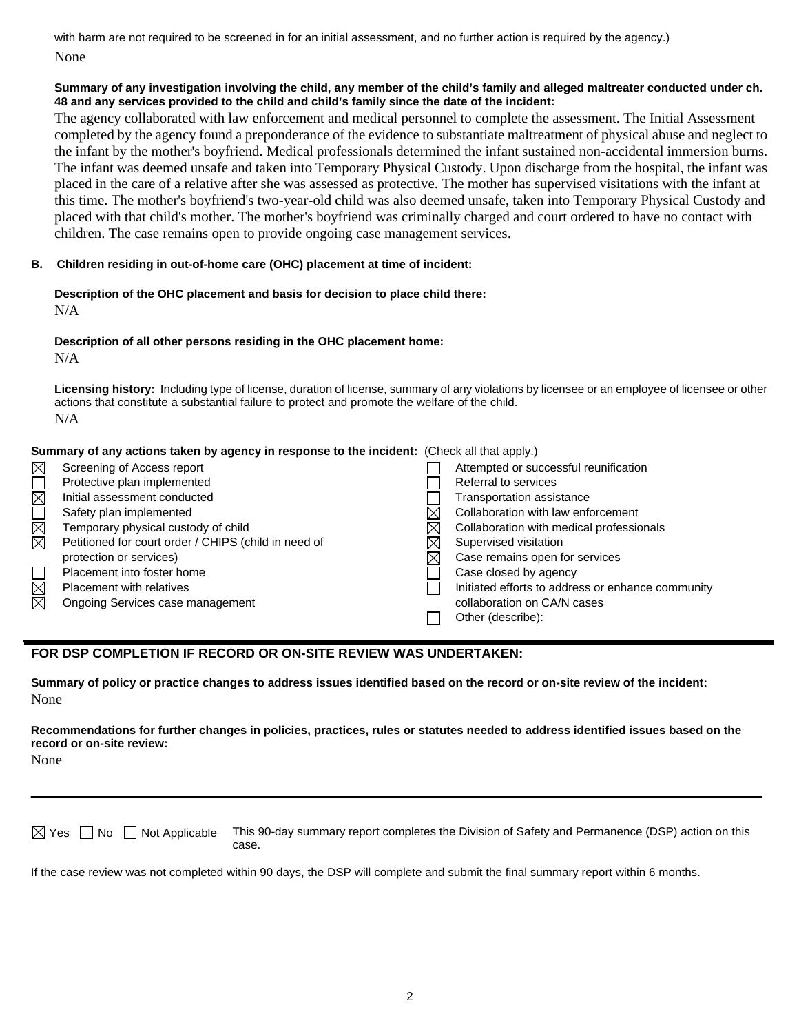with harm are not required to be screened in for an initial assessment, and no further action is required by the agency.)

None

**Summary of any investigation involving the child, any member of the child's family and alleged maltreater conducted under ch. 48 and any services provided to the child and child's family since the date of the incident:**

The agency collaborated with law enforcement and medical personnel to complete the assessment. The Initial Assessment completed by the agency found a preponderance of the evidence to substantiate maltreatment of physical abuse and neglect to the infant by the mother's boyfriend. Medical professionals determined the infant sustained non-accidental immersion burns. The infant was deemed unsafe and taken into Temporary Physical Custody. Upon discharge from the hospital, the infant was placed in the care of a relative after she was assessed as protective. The mother has supervised visitations with the infant at this time. The mother's boyfriend's two-year-old child was also deemed unsafe, taken into Temporary Physical Custody and placed with that child's mother. The mother's boyfriend was criminally charged and court ordered to have no contact with children. The case remains open to provide ongoing case management services.

**B. Children residing in out-of-home care (OHC) placement at time of incident:**

**Description of the OHC placement and basis for decision to place child there:**

N/A

**Description of all other persons residing in the OHC placement home:**

N/A

**Licensing history:** Including type of license, duration of license, summary of any violations by licensee or an employee of licensee or other actions that constitute a substantial failure to protect and promote the welfare of the child.

N/A

**Summary of any actions taken by agency in response to the incident:** (Check all that apply.)

- ☒ Screening of Access report
- ☐ Protective plan implemented
- ☒ Initial assessment conducted
- ☐ Safety plan implemented
- ☒ Temporary physical custody of child
- ☒ Petitioned for court order / CHIPS (child in need of protection or services)
- ☐ Placement into foster home
- ☒ Placement with relatives
- ☒ Ongoing Services case management
- ☐ Attempted or successful reunification
- ☐ Referral to services
- ☐ Transportation assistance
- ☒ Collaboration with law enforcement
- ☒ Collaboration with medical professionals
- ☒ Supervised visitation
- ☒ Case remains open for services
- ☐ Case closed by agency
- ☐ Initiated efforts to address or enhance community collaboration on CA/N cases
- ☐ Other (describe):

## FOR DSP COMPLETION IF RECORD OR ON-SITE REVIEW WAS UNDERTAKEN:

**Summary of policy or practice changes to address issues identified based on the record or on-site review of the incident:**

None

**Recommendations for further changes in policies, practices, rules or statutes needed to address identified issues based on the record or on-site review:**

None

---

☒ Yes ☐ No ☐ Not Applicable This 90-day summary report completes the Division of Safety and Permanence (DSP) action on this case.

If the case review was not completed within 90 days, the DSP will complete and submit the final summary report within 6 months.